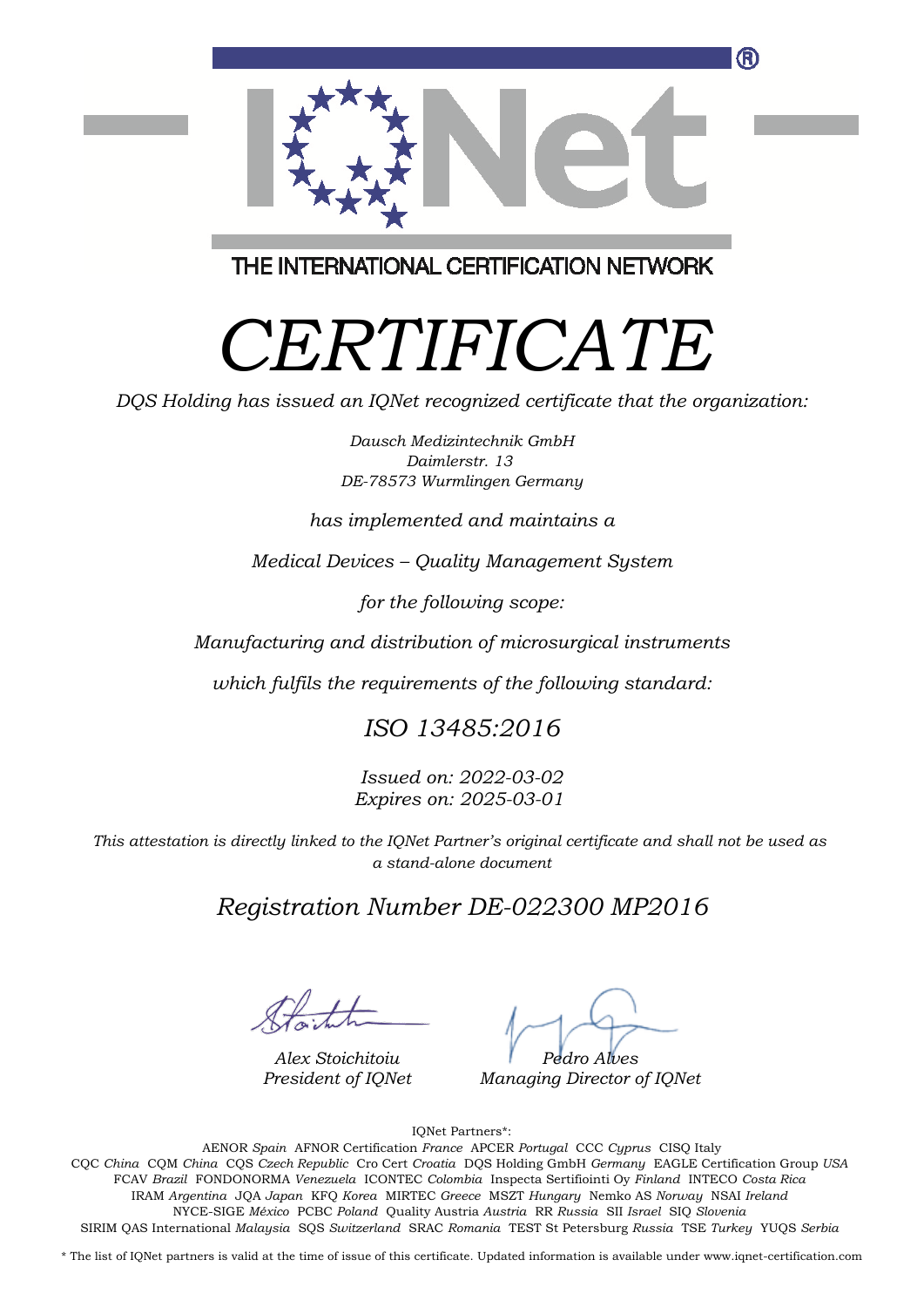IQNet

THE INTERNATIONAL CERTIFICATION NETWORK

# *CERTIFICATE*

*DQS Holding has issued an IQNet recognized certificate that the organization:*

*Dausch Medizintechnik GmbH*
*Daimlerstr. 13*
*DE-78573 Wurmlingen Germany*

*has implemented and maintains a*

*Medical Devices – Quality Management System*

*for the following scope:*

*Manufacturing and distribution of microsurgical instruments*

*which fulfils the requirements of the following standard:*

## *ISO 13485:2016*

*Issued on: 2022-03-02*
*Expires on: 2025-03-01*

*This attestation is directly linked to the IQNet Partner's original certificate and shall not be used as a stand-alone document*

## *Registration Number DE-022300 MP2016*

*Alex Stoichitoiu*
*President of IQNet*

*Pedro Alves*
*Managing Director of IQNet*

IQNet Partners*:

AENOR *Spain* AFNOR Certification *France* APCER *Portugal* CCC *Cyprus* CISQ Italy
CQC *China* CQM *China* CQS *Czech Republic* Cro Cert *Croatia* DQS Holding GmbH *Germany* EAGLE Certification Group *USA*
FCAV *Brazil* FONDONORMA *Venezuela* ICONTEC *Colombia* Inspecta Sertifiointi Oy *Finland* INTECO *Costa Rica*
IRAM *Argentina* JQA *Japan* KFQ *Korea* MIRTEC *Greece* MSZT *Hungary* Nemko AS *Norway* NSAI *Ireland*
NYCE-SIGE *México* PCBC *Poland* Quality Austria *Austria* RR *Russia* SII *Israel* SIQ *Slovenia*
SIRIM QAS International *Malaysia* SQS *Switzerland* SRAC *Romania* TEST St Petersburg *Russia* TSE *Turkey* YUQS *Serbia*

* The list of IQNet partners is valid at the time of issue of this certificate. Updated information is available under www.iqnet-certification.com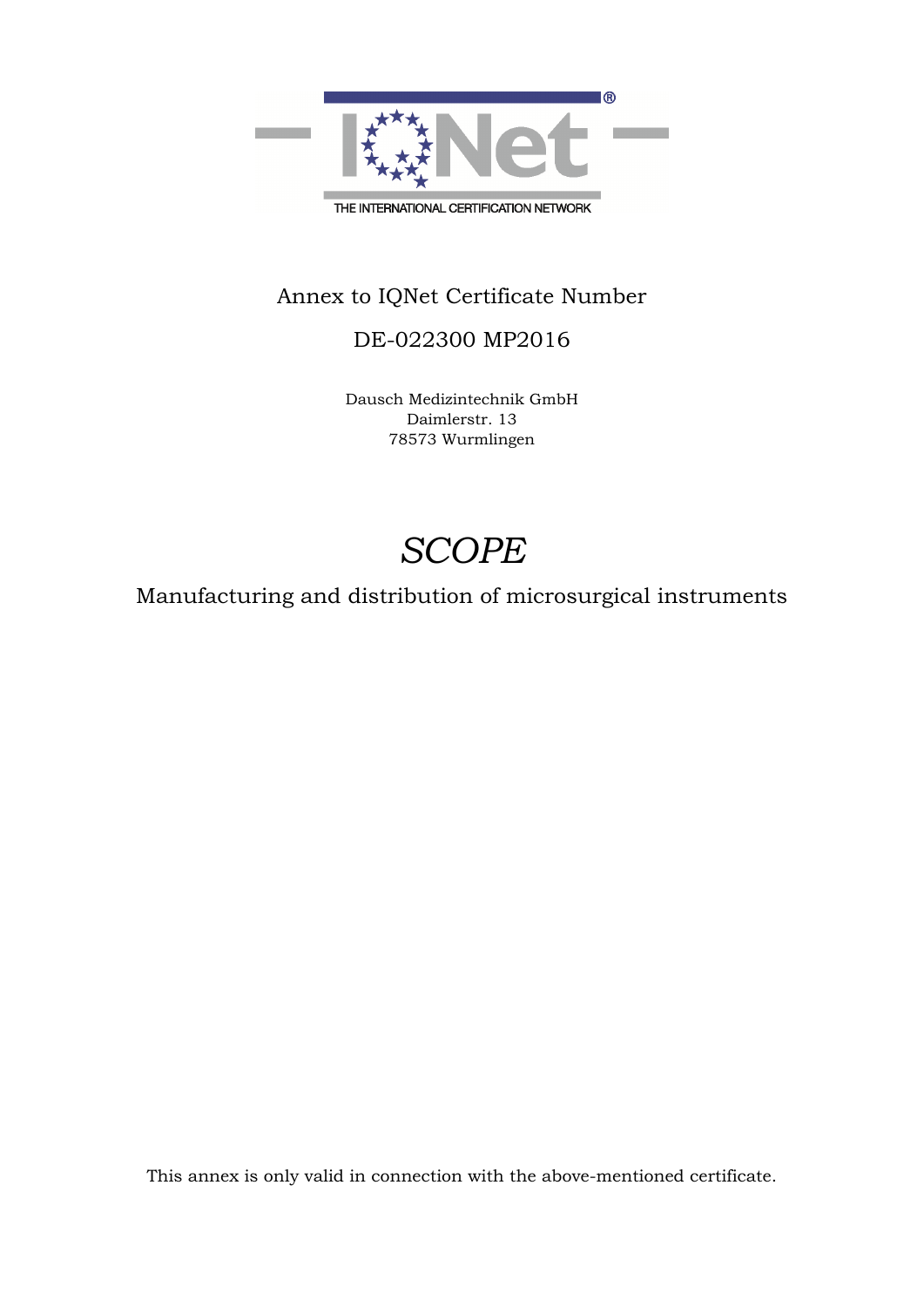IQNet

THE INTERNATIONAL CERTIFICATION NETWORK

Annex to IQNet Certificate Number

DE-022300 MP2016

Dausch Medizintechnik GmbH
Daimlerstr. 13
78573 Wurmlingen

# *SCOPE*

Manufacturing and distribution of microsurgical instruments

This annex is only valid in connection with the above-mentioned certificate.